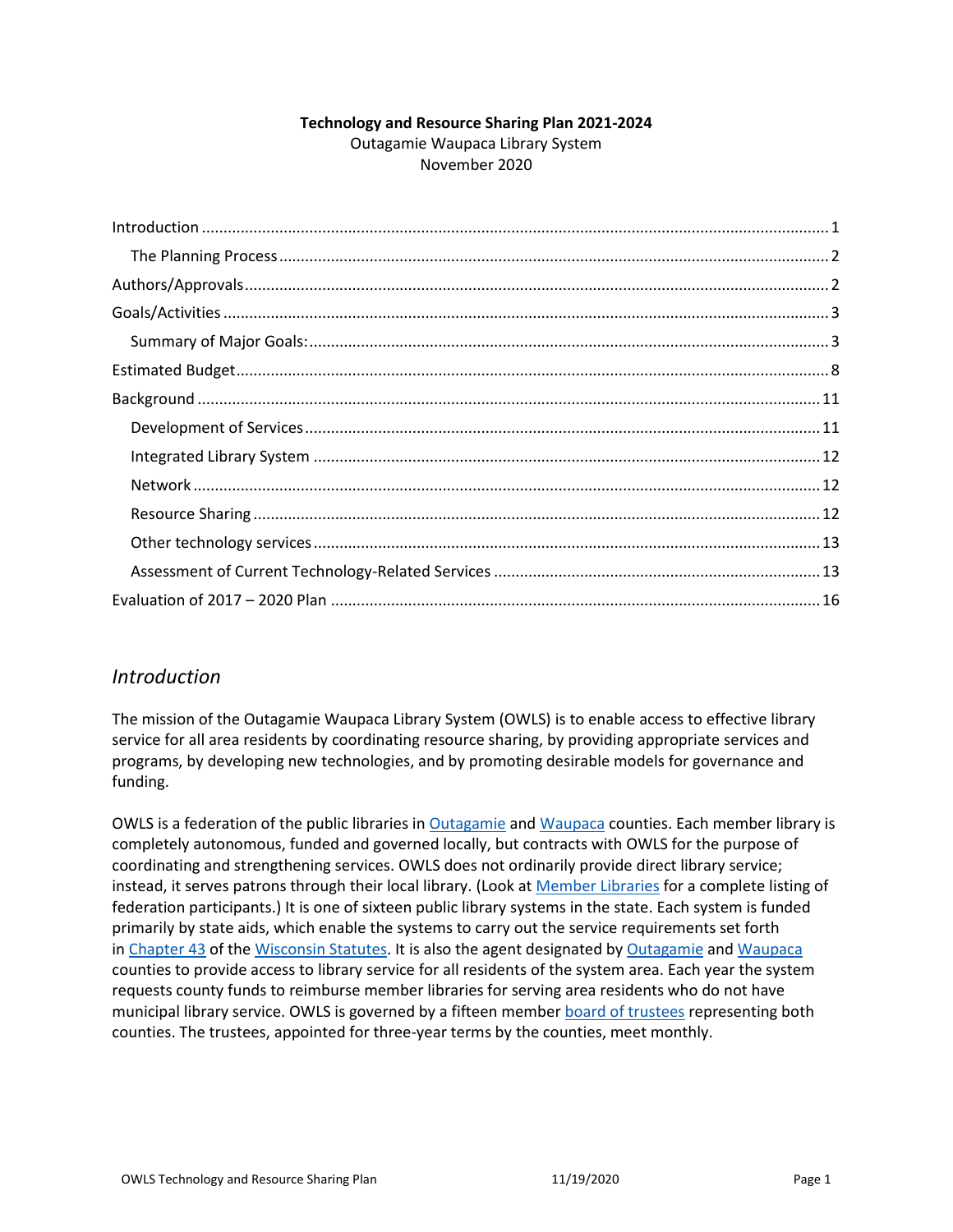**Technology and Resource Sharing Plan 2021-2024**

Outagamie Waupaca Library System

November 2020

- Introduction ... 1
  - The Planning Process ... 2
- Authors/Approvals ... 2
- Goals/Activities ... 3
  - Summary of Major Goals: ... 3
- Estimated Budget ... 8
- Background ... 11
  - Development of Services ... 11
  - Integrated Library System ... 12
  - Network ... 12
  - Resource Sharing ... 12
  - Other technology services ... 13
  - Assessment of Current Technology-Related Services ... 13
- Evaluation of 2017 – 2020 Plan ... 16

## *Introduction*

The mission of the Outagamie Waupaca Library System (OWLS) is to enable access to effective library service for all area residents by coordinating resource sharing, by providing appropriate services and programs, by developing new technologies, and by promoting desirable models for governance and funding.

OWLS is a federation of the public libraries in Outagamie and Waupaca counties. Each member library is completely autonomous, funded and governed locally, but contracts with OWLS for the purpose of coordinating and strengthening services. OWLS does not ordinarily provide direct library service; instead, it serves patrons through their local library. (Look at Member Libraries for a complete listing of federation participants.) It is one of sixteen public library systems in the state. Each system is funded primarily by state aids, which enable the systems to carry out the service requirements set forth in Chapter 43 of the Wisconsin Statutes. It is also the agent designated by Outagamie and Waupaca counties to provide access to library service for all residents of the system area. Each year the system requests county funds to reimburse member libraries for serving area residents who do not have municipal library service. OWLS is governed by a fifteen member board of trustees representing both counties. The trustees, appointed for three-year terms by the counties, meet monthly.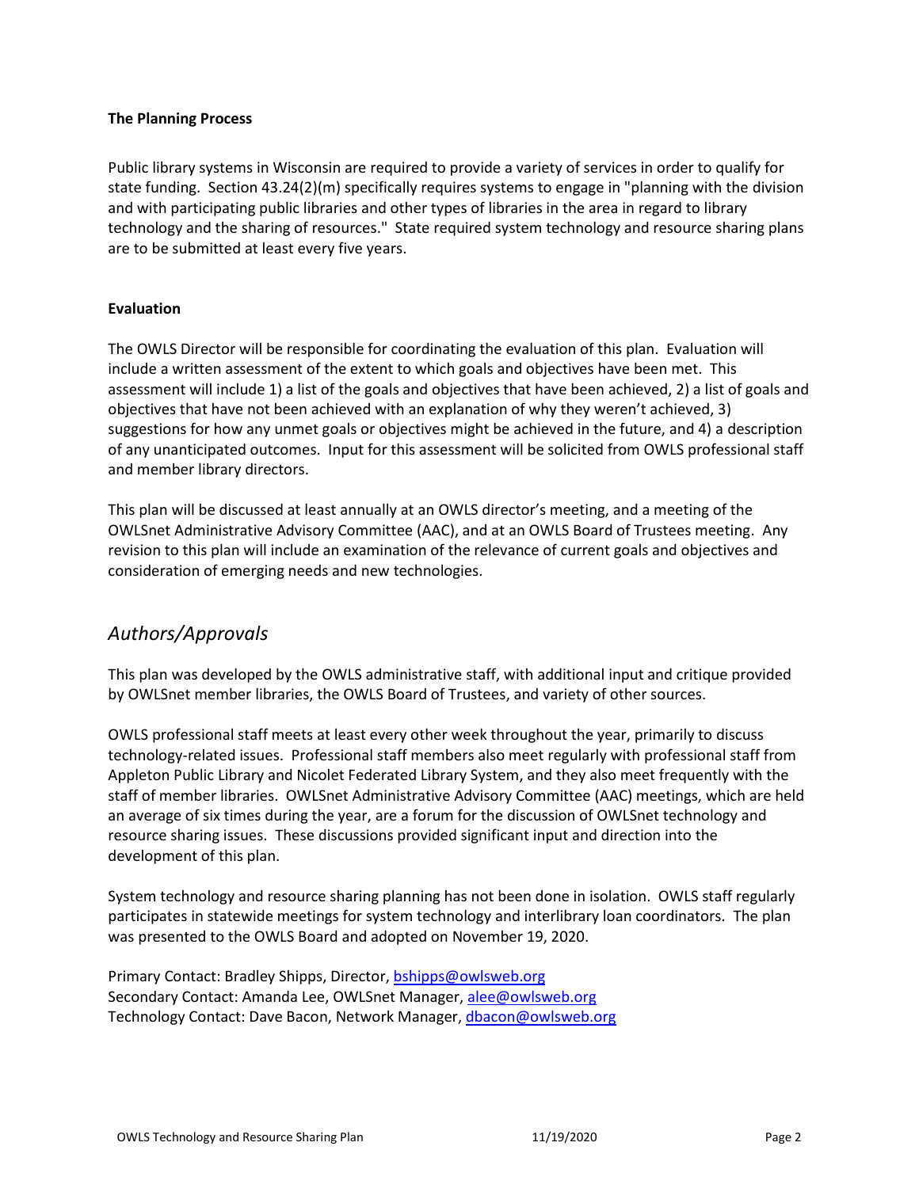**The Planning Process**

Public library systems in Wisconsin are required to provide a variety of services in order to qualify for state funding. Section 43.24(2)(m) specifically requires systems to engage in "planning with the division and with participating public libraries and other types of libraries in the area in regard to library technology and the sharing of resources." State required system technology and resource sharing plans are to be submitted at least every five years.

**Evaluation**

The OWLS Director will be responsible for coordinating the evaluation of this plan. Evaluation will include a written assessment of the extent to which goals and objectives have been met. This assessment will include 1) a list of the goals and objectives that have been achieved, 2) a list of goals and objectives that have not been achieved with an explanation of why they weren't achieved, 3) suggestions for how any unmet goals or objectives might be achieved in the future, and 4) a description of any unanticipated outcomes. Input for this assessment will be solicited from OWLS professional staff and member library directors.

This plan will be discussed at least annually at an OWLS director's meeting, and a meeting of the OWLSnet Administrative Advisory Committee (AAC), and at an OWLS Board of Trustees meeting. Any revision to this plan will include an examination of the relevance of current goals and objectives and consideration of emerging needs and new technologies.

## *Authors/Approvals*

This plan was developed by the OWLS administrative staff, with additional input and critique provided by OWLSnet member libraries, the OWLS Board of Trustees, and variety of other sources.

OWLS professional staff meets at least every other week throughout the year, primarily to discuss technology-related issues. Professional staff members also meet regularly with professional staff from Appleton Public Library and Nicolet Federated Library System, and they also meet frequently with the staff of member libraries. OWLSnet Administrative Advisory Committee (AAC) meetings, which are held an average of six times during the year, are a forum for the discussion of OWLSnet technology and resource sharing issues. These discussions provided significant input and direction into the development of this plan.

System technology and resource sharing planning has not been done in isolation. OWLS staff regularly participates in statewide meetings for system technology and interlibrary loan coordinators. The plan was presented to the OWLS Board and adopted on November 19, 2020.

Primary Contact: Bradley Shipps, Director, bshipps@owlsweb.org
Secondary Contact: Amanda Lee, OWLSnet Manager, alee@owlsweb.org
Technology Contact: Dave Bacon, Network Manager, dbacon@owlsweb.org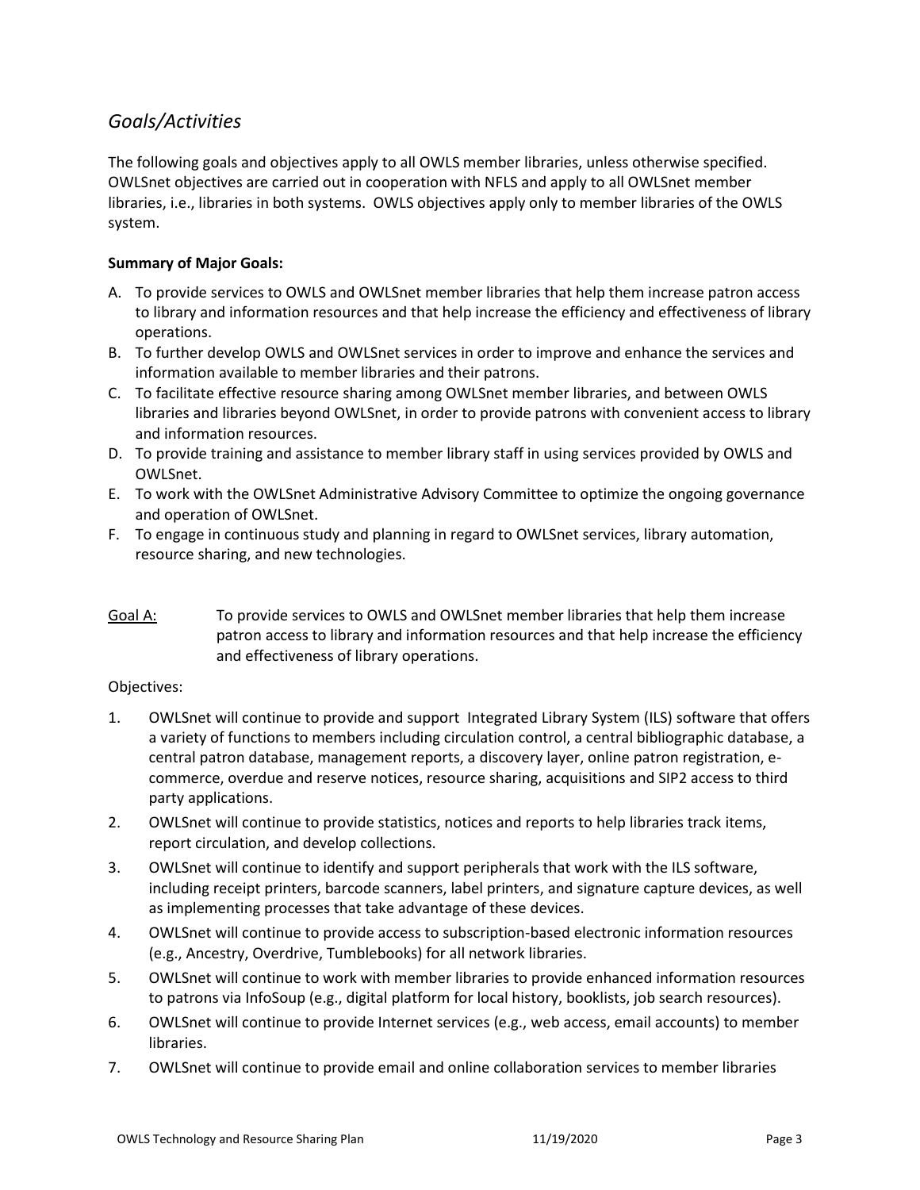## *Goals/Activities*

The following goals and objectives apply to all OWLS member libraries, unless otherwise specified. OWLSnet objectives are carried out in cooperation with NFLS and apply to all OWLSnet member libraries, i.e., libraries in both systems. OWLS objectives apply only to member libraries of the OWLS system.

**Summary of Major Goals:**

A. To provide services to OWLS and OWLSnet member libraries that help them increase patron access to library and information resources and that help increase the efficiency and effectiveness of library operations.
B. To further develop OWLS and OWLSnet services in order to improve and enhance the services and information available to member libraries and their patrons.
C. To facilitate effective resource sharing among OWLSnet member libraries, and between OWLS libraries and libraries beyond OWLSnet, in order to provide patrons with convenient access to library and information resources.
D. To provide training and assistance to member library staff in using services provided by OWLS and OWLSnet.
E. To work with the OWLSnet Administrative Advisory Committee to optimize the ongoing governance and operation of OWLSnet.
F. To engage in continuous study and planning in regard to OWLSnet services, library automation, resource sharing, and new technologies.

<u>Goal A:</u> To provide services to OWLS and OWLSnet member libraries that help them increase patron access to library and information resources and that help increase the efficiency and effectiveness of library operations.

Objectives:

1. OWLSnet will continue to provide and support Integrated Library System (ILS) software that offers a variety of functions to members including circulation control, a central bibliographic database, a central patron database, management reports, a discovery layer, online patron registration, e-commerce, overdue and reserve notices, resource sharing, acquisitions and SIP2 access to third party applications.
2. OWLSnet will continue to provide statistics, notices and reports to help libraries track items, report circulation, and develop collections.
3. OWLSnet will continue to identify and support peripherals that work with the ILS software, including receipt printers, barcode scanners, label printers, and signature capture devices, as well as implementing processes that take advantage of these devices.
4. OWLSnet will continue to provide access to subscription-based electronic information resources (e.g., Ancestry, Overdrive, Tumblebooks) for all network libraries.
5. OWLSnet will continue to work with member libraries to provide enhanced information resources to patrons via InfoSoup (e.g., digital platform for local history, booklists, job search resources).
6. OWLSnet will continue to provide Internet services (e.g., web access, email accounts) to member libraries.
7. OWLSnet will continue to provide email and online collaboration services to member libraries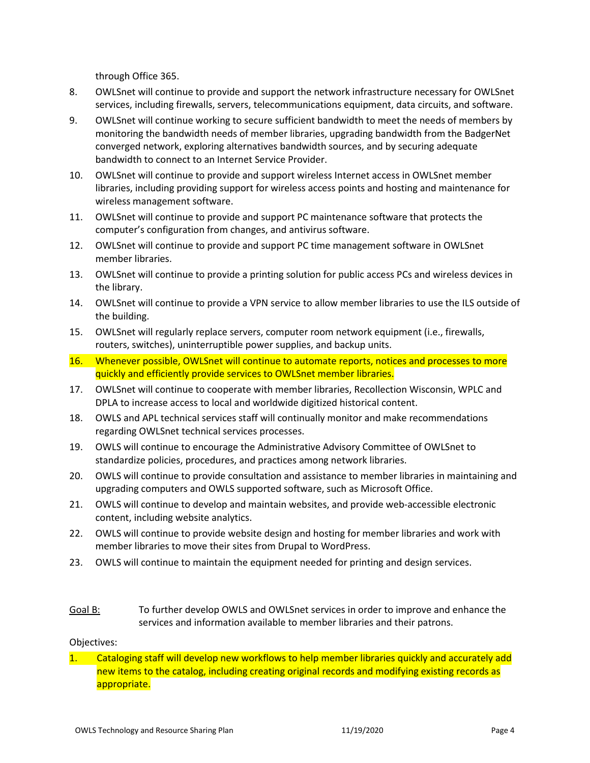through Office 365.

8. OWLSnet will continue to provide and support the network infrastructure necessary for OWLSnet services, including firewalls, servers, telecommunications equipment, data circuits, and software.
9. OWLSnet will continue working to secure sufficient bandwidth to meet the needs of members by monitoring the bandwidth needs of member libraries, upgrading bandwidth from the BadgerNet converged network, exploring alternatives bandwidth sources, and by securing adequate bandwidth to connect to an Internet Service Provider.
10. OWLSnet will continue to provide and support wireless Internet access in OWLSnet member libraries, including providing support for wireless access points and hosting and maintenance for wireless management software.
11. OWLSnet will continue to provide and support PC maintenance software that protects the computer's configuration from changes, and antivirus software.
12. OWLSnet will continue to provide and support PC time management software in OWLSnet member libraries.
13. OWLSnet will continue to provide a printing solution for public access PCs and wireless devices in the library.
14. OWLSnet will continue to provide a VPN service to allow member libraries to use the ILS outside of the building.
15. OWLSnet will regularly replace servers, computer room network equipment (i.e., firewalls, routers, switches), uninterruptible power supplies, and backup units.
16. Whenever possible, OWLSnet will continue to automate reports, notices and processes to more quickly and efficiently provide services to OWLSnet member libraries.
17. OWLSnet will continue to cooperate with member libraries, Recollection Wisconsin, WPLC and DPLA to increase access to local and worldwide digitized historical content.
18. OWLS and APL technical services staff will continually monitor and make recommendations regarding OWLSnet technical services processes.
19. OWLS will continue to encourage the Administrative Advisory Committee of OWLSnet to standardize policies, procedures, and practices among network libraries.
20. OWLS will continue to provide consultation and assistance to member libraries in maintaining and upgrading computers and OWLS supported software, such as Microsoft Office.
21. OWLS will continue to develop and maintain websites, and provide web-accessible electronic content, including website analytics.
22. OWLS will continue to provide website design and hosting for member libraries and work with member libraries to move their sites from Drupal to WordPress.
23. OWLS will continue to maintain the equipment needed for printing and design services.

Goal B: To further develop OWLS and OWLSnet services in order to improve and enhance the services and information available to member libraries and their patrons.

Objectives:

1. Cataloging staff will develop new workflows to help member libraries quickly and accurately add new items to the catalog, including creating original records and modifying existing records as appropriate.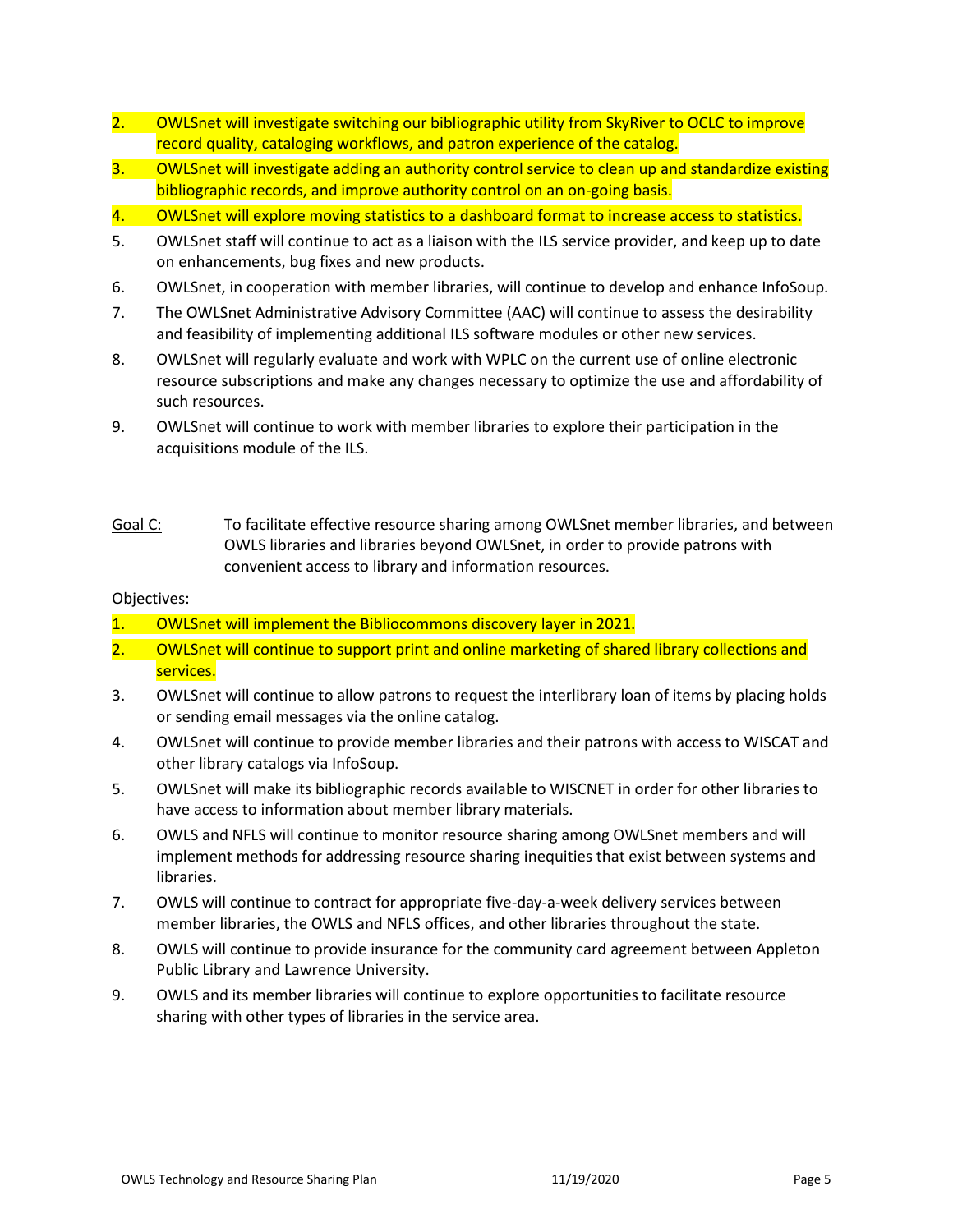2. OWLSnet will investigate switching our bibliographic utility from SkyRiver to OCLC to improve record quality, cataloging workflows, and patron experience of the catalog.
3. OWLSnet will investigate adding an authority control service to clean up and standardize existing bibliographic records, and improve authority control on an on-going basis.
4. OWLSnet will explore moving statistics to a dashboard format to increase access to statistics.
5. OWLSnet staff will continue to act as a liaison with the ILS service provider, and keep up to date on enhancements, bug fixes and new products.
6. OWLSnet, in cooperation with member libraries, will continue to develop and enhance InfoSoup.
7. The OWLSnet Administrative Advisory Committee (AAC) will continue to assess the desirability and feasibility of implementing additional ILS software modules or other new services.
8. OWLSnet will regularly evaluate and work with WPLC on the current use of online electronic resource subscriptions and make any changes necessary to optimize the use and affordability of such resources.
9. OWLSnet will continue to work with member libraries to explore their participation in the acquisitions module of the ILS.

Goal C: To facilitate effective resource sharing among OWLSnet member libraries, and between OWLS libraries and libraries beyond OWLSnet, in order to provide patrons with convenient access to library and information resources.

Objectives:

1. OWLSnet will implement the Bibliocommons discovery layer in 2021.
2. OWLSnet will continue to support print and online marketing of shared library collections and services.
3. OWLSnet will continue to allow patrons to request the interlibrary loan of items by placing holds or sending email messages via the online catalog.
4. OWLSnet will continue to provide member libraries and their patrons with access to WISCAT and other library catalogs via InfoSoup.
5. OWLSnet will make its bibliographic records available to WISCNET in order for other libraries to have access to information about member library materials.
6. OWLS and NFLS will continue to monitor resource sharing among OWLSnet members and will implement methods for addressing resource sharing inequities that exist between systems and libraries.
7. OWLS will continue to contract for appropriate five-day-a-week delivery services between member libraries, the OWLS and NFLS offices, and other libraries throughout the state.
8. OWLS will continue to provide insurance for the community card agreement between Appleton Public Library and Lawrence University.
9. OWLS and its member libraries will continue to explore opportunities to facilitate resource sharing with other types of libraries in the service area.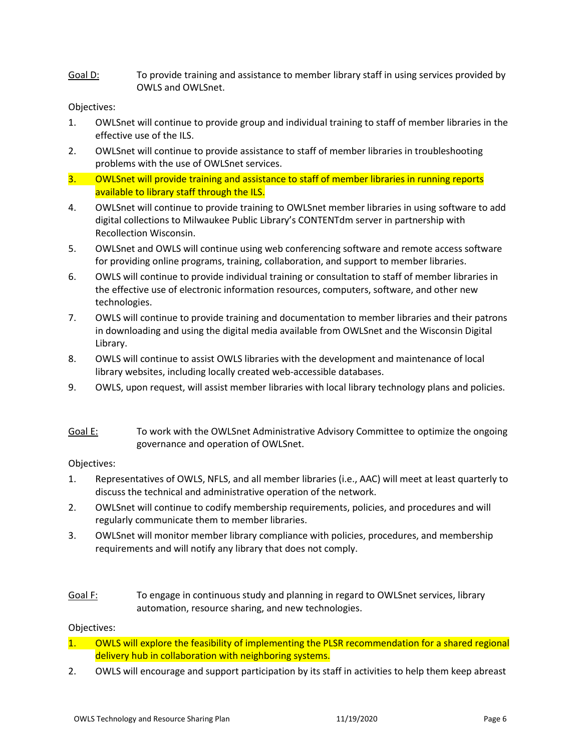Goal D: To provide training and assistance to member library staff in using services provided by OWLS and OWLSnet.

Objectives:

1. OWLSnet will continue to provide group and individual training to staff of member libraries in the effective use of the ILS.
2. OWLSnet will continue to provide assistance to staff of member libraries in troubleshooting problems with the use of OWLSnet services.
3. OWLSnet will provide training and assistance to staff of member libraries in running reports available to library staff through the ILS.
4. OWLSnet will continue to provide training to OWLSnet member libraries in using software to add digital collections to Milwaukee Public Library's CONTENTdm server in partnership with Recollection Wisconsin.
5. OWLSnet and OWLS will continue using web conferencing software and remote access software for providing online programs, training, collaboration, and support to member libraries.
6. OWLS will continue to provide individual training or consultation to staff of member libraries in the effective use of electronic information resources, computers, software, and other new technologies.
7. OWLS will continue to provide training and documentation to member libraries and their patrons in downloading and using the digital media available from OWLSnet and the Wisconsin Digital Library.
8. OWLS will continue to assist OWLS libraries with the development and maintenance of local library websites, including locally created web-accessible databases.
9. OWLS, upon request, will assist member libraries with local library technology plans and policies.

Goal E: To work with the OWLSnet Administrative Advisory Committee to optimize the ongoing governance and operation of OWLSnet.

Objectives:

1. Representatives of OWLS, NFLS, and all member libraries (i.e., AAC) will meet at least quarterly to discuss the technical and administrative operation of the network.
2. OWLSnet will continue to codify membership requirements, policies, and procedures and will regularly communicate them to member libraries.
3. OWLSnet will monitor member library compliance with policies, procedures, and membership requirements and will notify any library that does not comply.

Goal F: To engage in continuous study and planning in regard to OWLSnet services, library automation, resource sharing, and new technologies.

Objectives:

1. OWLS will explore the feasibility of implementing the PLSR recommendation for a shared regional delivery hub in collaboration with neighboring systems.
2. OWLS will encourage and support participation by its staff in activities to help them keep abreast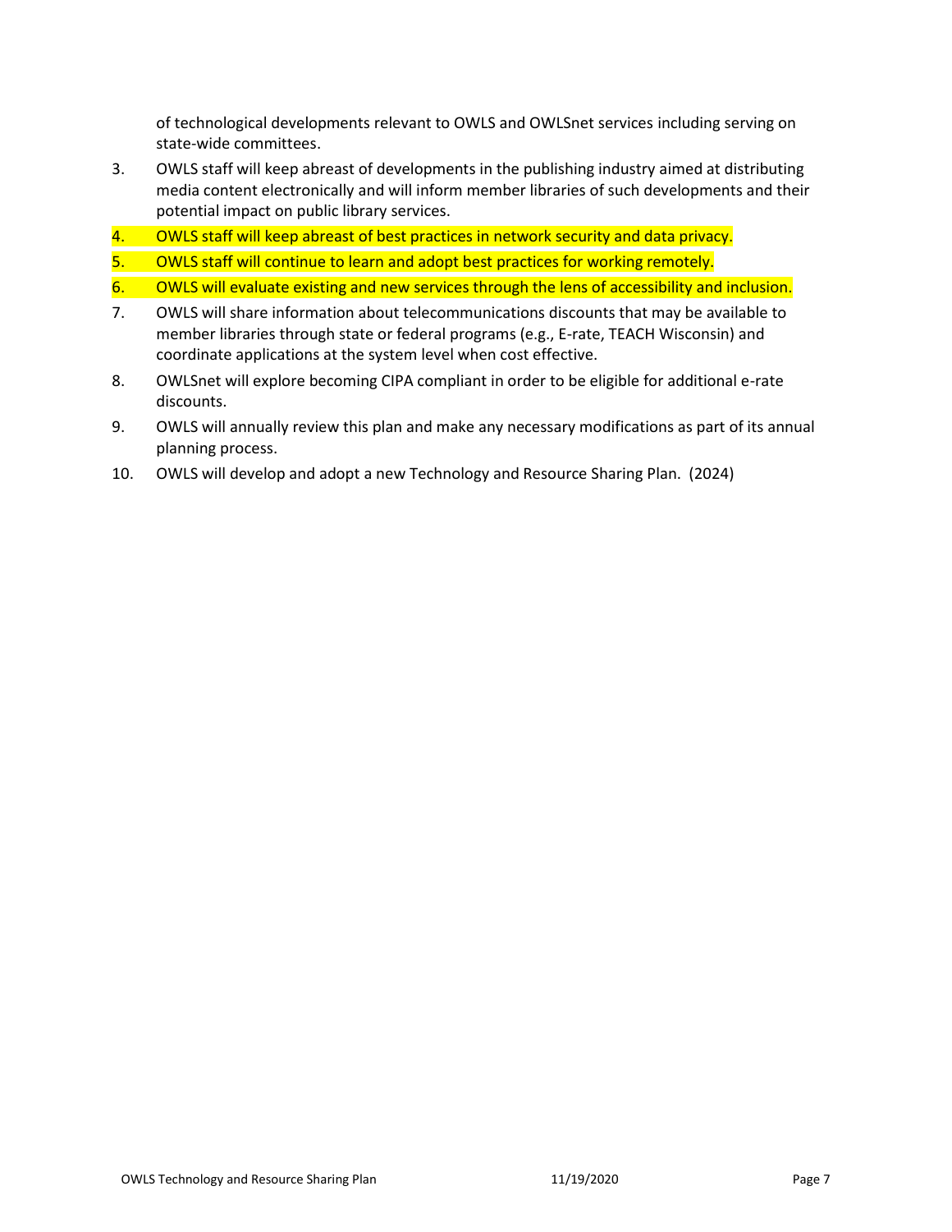of technological developments relevant to OWLS and OWLSnet services including serving on state-wide committees.

3. OWLS staff will keep abreast of developments in the publishing industry aimed at distributing media content electronically and will inform member libraries of such developments and their potential impact on public library services.
4. OWLS staff will keep abreast of best practices in network security and data privacy.
5. OWLS staff will continue to learn and adopt best practices for working remotely.
6. OWLS will evaluate existing and new services through the lens of accessibility and inclusion.
7. OWLS will share information about telecommunications discounts that may be available to member libraries through state or federal programs (e.g., E-rate, TEACH Wisconsin) and coordinate applications at the system level when cost effective.
8. OWLSnet will explore becoming CIPA compliant in order to be eligible for additional e-rate discounts.
9. OWLS will annually review this plan and make any necessary modifications as part of its annual planning process.
10. OWLS will develop and adopt a new Technology and Resource Sharing Plan. (2024)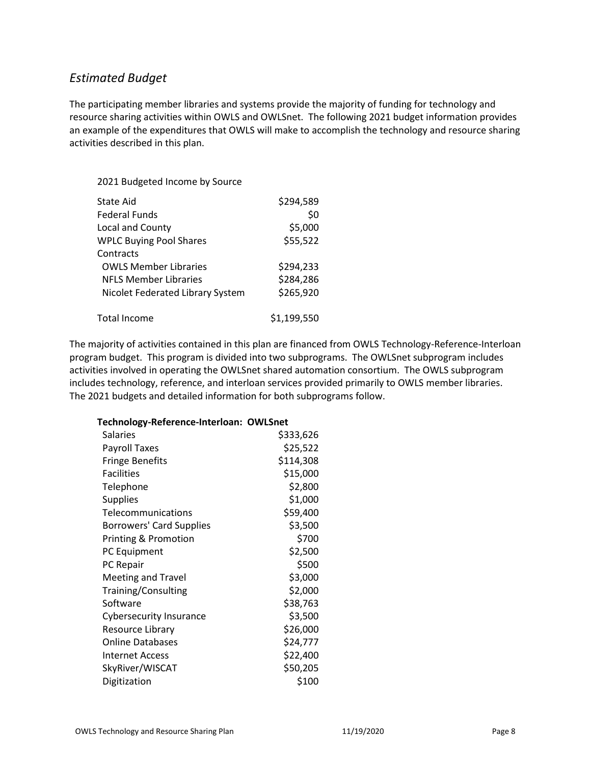## *Estimated Budget*

The participating member libraries and systems provide the majority of funding for technology and resource sharing activities within OWLS and OWLSnet. The following 2021 budget information provides an example of the expenditures that OWLS will make to accomplish the technology and resource sharing activities described in this plan.

| 2021 Budgeted Income by Source | |
|---|---|
| State Aid | $294,589 |
| Federal Funds | $0 |
| Local and County | $5,000 |
| WPLC Buying Pool Shares | $55,522 |
| Contracts | |
| OWLS Member Libraries | $294,233 |
| NFLS Member Libraries | $284,286 |
| Nicolet Federated Library System | $265,920 |
| Total Income | $1,199,550 |

The majority of activities contained in this plan are financed from OWLS Technology-Reference-Interloan program budget. This program is divided into two subprograms. The OWLSnet subprogram includes activities involved in operating the OWLSnet shared automation consortium. The OWLS subprogram includes technology, reference, and interloan services provided primarily to OWLS member libraries. The 2021 budgets and detailed information for both subprograms follow.

| **Technology-Reference-Interloan: OWLSnet** | |
|---|---|
| Salaries | $333,626 |
| Payroll Taxes | $25,522 |
| Fringe Benefits | $114,308 |
| Facilities | $15,000 |
| Telephone | $2,800 |
| Supplies | $1,000 |
| Telecommunications | $59,400 |
| Borrowers' Card Supplies | $3,500 |
| Printing & Promotion | $700 |
| PC Equipment | $2,500 |
| PC Repair | $500 |
| Meeting and Travel | $3,000 |
| Training/Consulting | $2,000 |
| Software | $38,763 |
| Cybersecurity Insurance | $3,500 |
| Resource Library | $26,000 |
| Online Databases | $24,777 |
| Internet Access | $22,400 |
| SkyRiver/WISCAT | $50,205 |
| Digitization | $100 |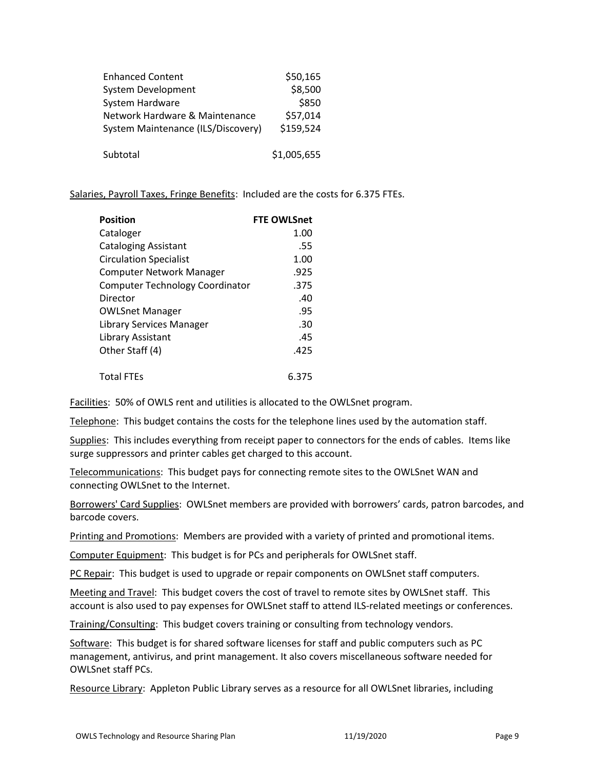| | |
|---|---|
| Enhanced Content | $50,165 |
| System Development | $8,500 |
| System Hardware | $850 |
| Network Hardware & Maintenance | $57,014 |
| System Maintenance (ILS/Discovery) | $159,524 |
| Subtotal | $1,005,655 |

<u>Salaries, Payroll Taxes, Fringe Benefits</u>: Included are the costs for 6.375 FTEs.

| **Position** | **FTE OWLSnet** |
|---|---|
| Cataloger | 1.00 |
| Cataloging Assistant | .55 |
| Circulation Specialist | 1.00 |
| Computer Network Manager | .925 |
| Computer Technology Coordinator | .375 |
| Director | .40 |
| OWLSnet Manager | .95 |
| Library Services Manager | .30 |
| Library Assistant | .45 |
| Other Staff (4) | .425 |
| Total FTEs | 6.375 |

<u>Facilities</u>: 50% of OWLS rent and utilities is allocated to the OWLSnet program.

<u>Telephone</u>: This budget contains the costs for the telephone lines used by the automation staff.

<u>Supplies</u>: This includes everything from receipt paper to connectors for the ends of cables. Items like surge suppressors and printer cables get charged to this account.

<u>Telecommunications</u>: This budget pays for connecting remote sites to the OWLSnet WAN and connecting OWLSnet to the Internet.

<u>Borrowers' Card Supplies</u>: OWLSnet members are provided with borrowers' cards, patron barcodes, and barcode covers.

<u>Printing and Promotions</u>: Members are provided with a variety of printed and promotional items.

<u>Computer Equipment</u>: This budget is for PCs and peripherals for OWLSnet staff.

<u>PC Repair</u>: This budget is used to upgrade or repair components on OWLSnet staff computers.

<u>Meeting and Travel</u>: This budget covers the cost of travel to remote sites by OWLSnet staff. This account is also used to pay expenses for OWLSnet staff to attend ILS-related meetings or conferences.

<u>Training/Consulting</u>: This budget covers training or consulting from technology vendors.

<u>Software</u>: This budget is for shared software licenses for staff and public computers such as PC management, antivirus, and print management. It also covers miscellaneous software needed for OWLSnet staff PCs.

<u>Resource Library</u>: Appleton Public Library serves as a resource for all OWLSnet libraries, including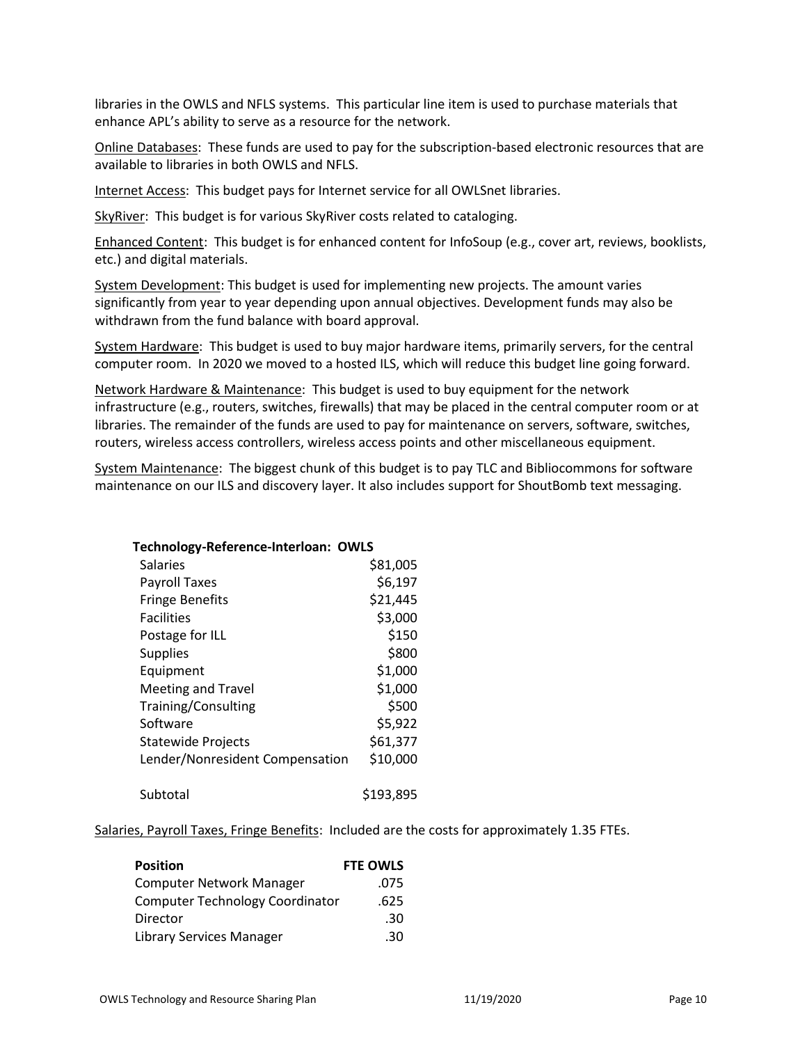libraries in the OWLS and NFLS systems. This particular line item is used to purchase materials that enhance APL's ability to serve as a resource for the network.

Online Databases: These funds are used to pay for the subscription-based electronic resources that are available to libraries in both OWLS and NFLS.

Internet Access: This budget pays for Internet service for all OWLSnet libraries.

SkyRiver: This budget is for various SkyRiver costs related to cataloging.

Enhanced Content: This budget is for enhanced content for InfoSoup (e.g., cover art, reviews, booklists, etc.) and digital materials.

System Development: This budget is used for implementing new projects. The amount varies significantly from year to year depending upon annual objectives. Development funds may also be withdrawn from the fund balance with board approval.

System Hardware: This budget is used to buy major hardware items, primarily servers, for the central computer room. In 2020 we moved to a hosted ILS, which will reduce this budget line going forward.

Network Hardware & Maintenance: This budget is used to buy equipment for the network infrastructure (e.g., routers, switches, firewalls) that may be placed in the central computer room or at libraries. The remainder of the funds are used to pay for maintenance on servers, software, switches, routers, wireless access controllers, wireless access points and other miscellaneous equipment.

System Maintenance: The biggest chunk of this budget is to pay TLC and Bibliocommons for software maintenance on our ILS and discovery layer. It also includes support for ShoutBomb text messaging.

| **Technology-Reference-Interloan: OWLS** | |
|---|---|
| Salaries | $81,005 |
| Payroll Taxes | $6,197 |
| Fringe Benefits | $21,445 |
| Facilities | $3,000 |
| Postage for ILL | $150 |
| Supplies | $800 |
| Equipment | $1,000 |
| Meeting and Travel | $1,000 |
| Training/Consulting | $500 |
| Software | $5,922 |
| Statewide Projects | $61,377 |
| Lender/Nonresident Compensation | $10,000 |
| Subtotal | $193,895 |

Salaries, Payroll Taxes, Fringe Benefits: Included are the costs for approximately 1.35 FTEs.

| **Position** | **FTE OWLS** |
|---|---|
| Computer Network Manager | .075 |
| Computer Technology Coordinator | .625 |
| Director | .30 |
| Library Services Manager | .30 |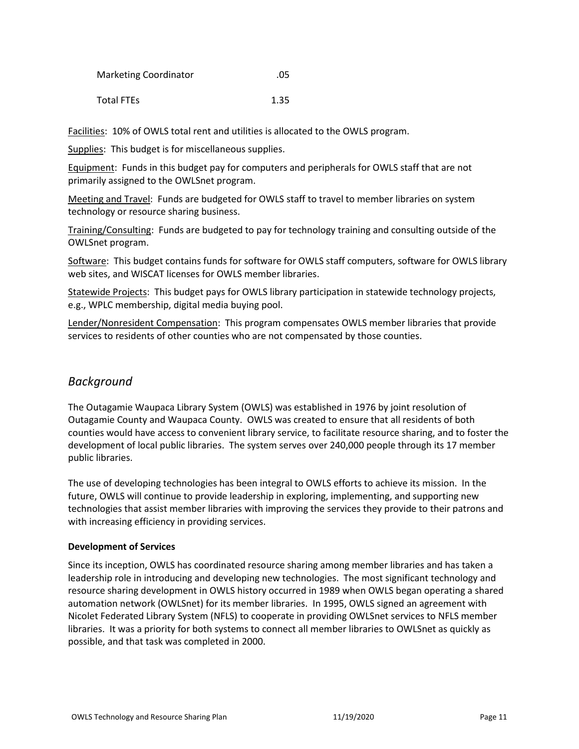| | |
|---|---|
| Marketing Coordinator | .05 |
| Total FTEs | 1.35 |

Facilities: 10% of OWLS total rent and utilities is allocated to the OWLS program.

Supplies: This budget is for miscellaneous supplies.

Equipment: Funds in this budget pay for computers and peripherals for OWLS staff that are not primarily assigned to the OWLSnet program.

Meeting and Travel: Funds are budgeted for OWLS staff to travel to member libraries on system technology or resource sharing business.

Training/Consulting: Funds are budgeted to pay for technology training and consulting outside of the OWLSnet program.

Software: This budget contains funds for software for OWLS staff computers, software for OWLS library web sites, and WISCAT licenses for OWLS member libraries.

Statewide Projects: This budget pays for OWLS library participation in statewide technology projects, e.g., WPLC membership, digital media buying pool.

Lender/Nonresident Compensation: This program compensates OWLS member libraries that provide services to residents of other counties who are not compensated by those counties.

## *Background*

The Outagamie Waupaca Library System (OWLS) was established in 1976 by joint resolution of Outagamie County and Waupaca County. OWLS was created to ensure that all residents of both counties would have access to convenient library service, to facilitate resource sharing, and to foster the development of local public libraries. The system serves over 240,000 people through its 17 member public libraries.

The use of developing technologies has been integral to OWLS efforts to achieve its mission. In the future, OWLS will continue to provide leadership in exploring, implementing, and supporting new technologies that assist member libraries with improving the services they provide to their patrons and with increasing efficiency in providing services.

**Development of Services**

Since its inception, OWLS has coordinated resource sharing among member libraries and has taken a leadership role in introducing and developing new technologies. The most significant technology and resource sharing development in OWLS history occurred in 1989 when OWLS began operating a shared automation network (OWLSnet) for its member libraries. In 1995, OWLS signed an agreement with Nicolet Federated Library System (NFLS) to cooperate in providing OWLSnet services to NFLS member libraries. It was a priority for both systems to connect all member libraries to OWLSnet as quickly as possible, and that task was completed in 2000.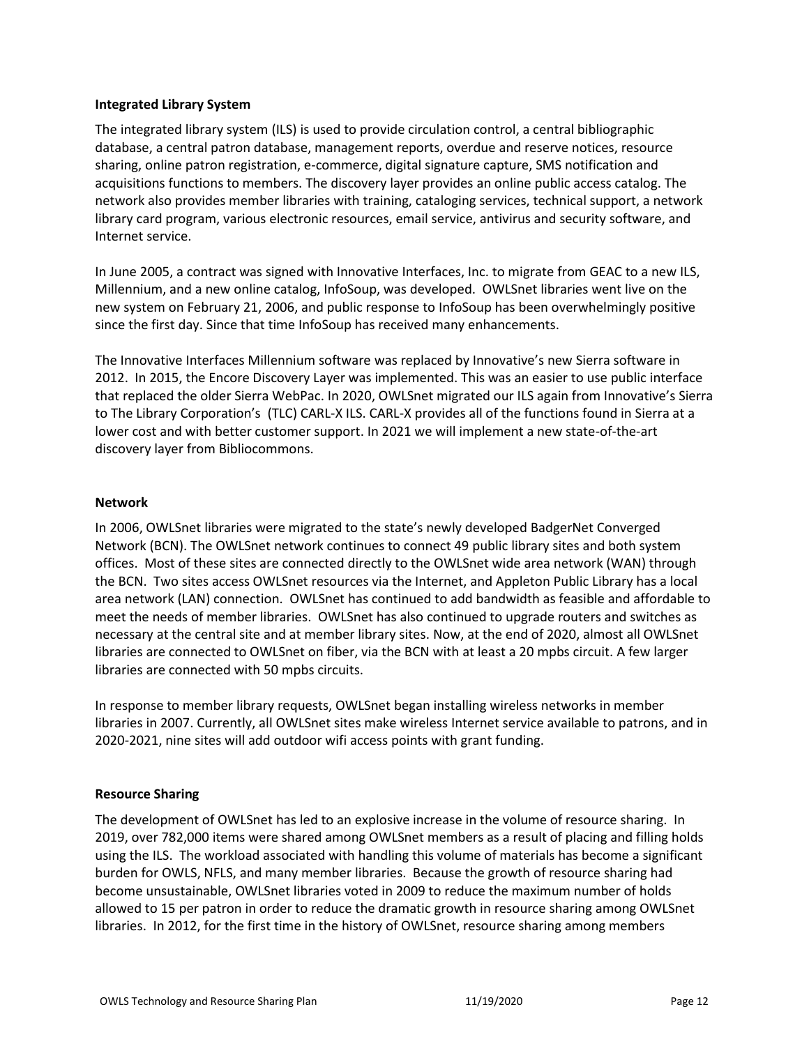### Integrated Library System

The integrated library system (ILS) is used to provide circulation control, a central bibliographic database, a central patron database, management reports, overdue and reserve notices, resource sharing, online patron registration, e-commerce, digital signature capture, SMS notification and acquisitions functions to members. The discovery layer provides an online public access catalog. The network also provides member libraries with training, cataloging services, technical support, a network library card program, various electronic resources, email service, antivirus and security software, and Internet service.

In June 2005, a contract was signed with Innovative Interfaces, Inc. to migrate from GEAC to a new ILS, Millennium, and a new online catalog, InfoSoup, was developed. OWLSnet libraries went live on the new system on February 21, 2006, and public response to InfoSoup has been overwhelmingly positive since the first day. Since that time InfoSoup has received many enhancements.

The Innovative Interfaces Millennium software was replaced by Innovative's new Sierra software in 2012. In 2015, the Encore Discovery Layer was implemented. This was an easier to use public interface that replaced the older Sierra WebPac. In 2020, OWLSnet migrated our ILS again from Innovative's Sierra to The Library Corporation's (TLC) CARL-X ILS. CARL-X provides all of the functions found in Sierra at a lower cost and with better customer support. In 2021 we will implement a new state-of-the-art discovery layer from Bibliocommons.

### Network

In 2006, OWLSnet libraries were migrated to the state's newly developed BadgerNet Converged Network (BCN). The OWLSnet network continues to connect 49 public library sites and both system offices. Most of these sites are connected directly to the OWLSnet wide area network (WAN) through the BCN. Two sites access OWLSnet resources via the Internet, and Appleton Public Library has a local area network (LAN) connection. OWLSnet has continued to add bandwidth as feasible and affordable to meet the needs of member libraries. OWLSnet has also continued to upgrade routers and switches as necessary at the central site and at member library sites. Now, at the end of 2020, almost all OWLSnet libraries are connected to OWLSnet on fiber, via the BCN with at least a 20 mpbs circuit. A few larger libraries are connected with 50 mpbs circuits.

In response to member library requests, OWLSnet began installing wireless networks in member libraries in 2007. Currently, all OWLSnet sites make wireless Internet service available to patrons, and in 2020-2021, nine sites will add outdoor wifi access points with grant funding.

### Resource Sharing

The development of OWLSnet has led to an explosive increase in the volume of resource sharing. In 2019, over 782,000 items were shared among OWLSnet members as a result of placing and filling holds using the ILS. The workload associated with handling this volume of materials has become a significant burden for OWLS, NFLS, and many member libraries. Because the growth of resource sharing had become unsustainable, OWLSnet libraries voted in 2009 to reduce the maximum number of holds allowed to 15 per patron in order to reduce the dramatic growth in resource sharing among OWLSnet libraries. In 2012, for the first time in the history of OWLSnet, resource sharing among members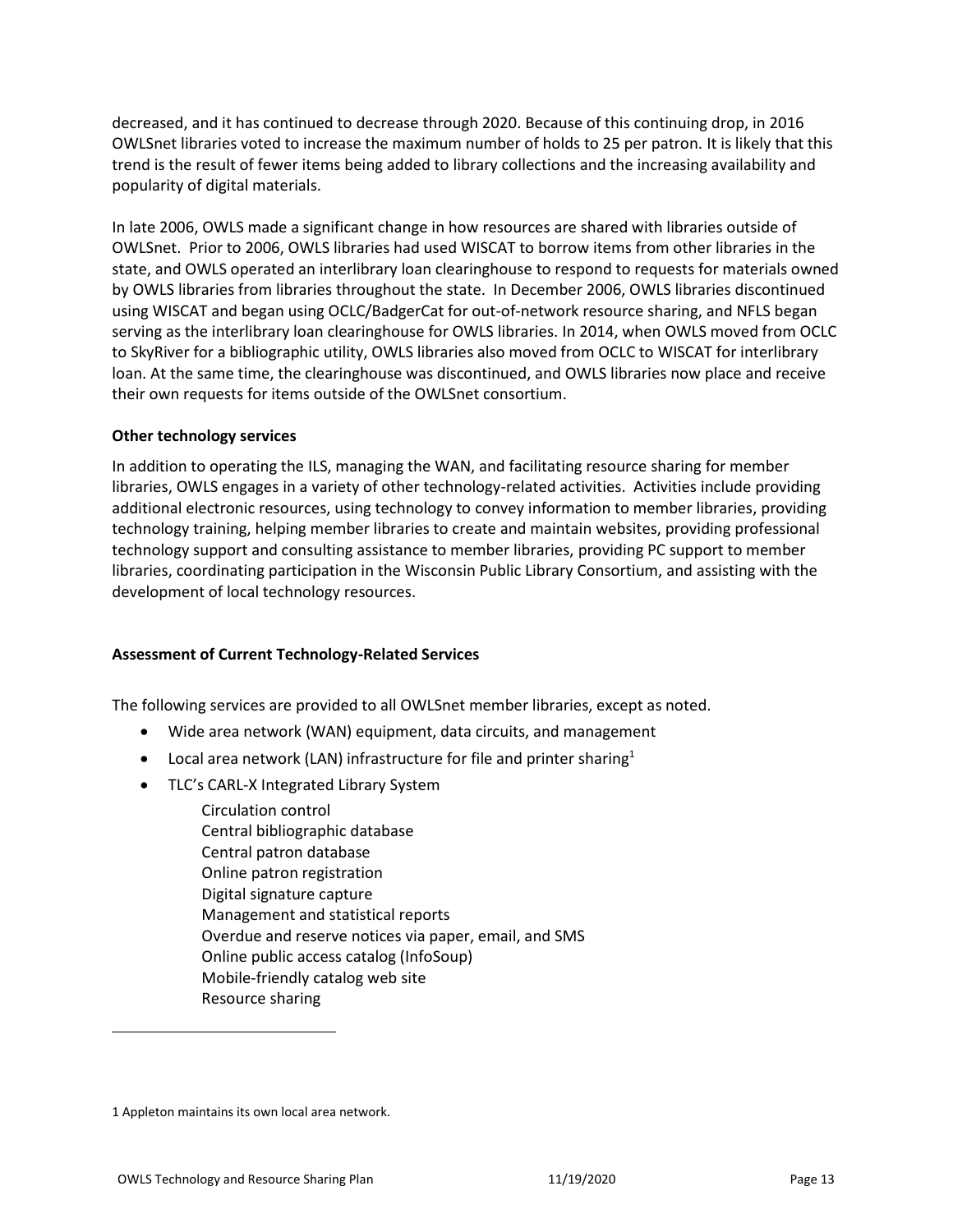decreased, and it has continued to decrease through 2020. Because of this continuing drop, in 2016 OWLSnet libraries voted to increase the maximum number of holds to 25 per patron. It is likely that this trend is the result of fewer items being added to library collections and the increasing availability and popularity of digital materials.

In late 2006, OWLS made a significant change in how resources are shared with libraries outside of OWLSnet. Prior to 2006, OWLS libraries had used WISCAT to borrow items from other libraries in the state, and OWLS operated an interlibrary loan clearinghouse to respond to requests for materials owned by OWLS libraries from libraries throughout the state. In December 2006, OWLS libraries discontinued using WISCAT and began using OCLC/BadgerCat for out-of-network resource sharing, and NFLS began serving as the interlibrary loan clearinghouse for OWLS libraries. In 2014, when OWLS moved from OCLC to SkyRiver for a bibliographic utility, OWLS libraries also moved from OCLC to WISCAT for interlibrary loan. At the same time, the clearinghouse was discontinued, and OWLS libraries now place and receive their own requests for items outside of the OWLSnet consortium.

**Other technology services**

In addition to operating the ILS, managing the WAN, and facilitating resource sharing for member libraries, OWLS engages in a variety of other technology-related activities. Activities include providing additional electronic resources, using technology to convey information to member libraries, providing technology training, helping member libraries to create and maintain websites, providing professional technology support and consulting assistance to member libraries, providing PC support to member libraries, coordinating participation in the Wisconsin Public Library Consortium, and assisting with the development of local technology resources.

**Assessment of Current Technology-Related Services**

The following services are provided to all OWLSnet member libraries, except as noted.

- Wide area network (WAN) equipment, data circuits, and management
- Local area network (LAN) infrastructure for file and printer sharing[1]
- TLC's CARL-X Integrated Library System
  - Circulation control
  - Central bibliographic database
  - Central patron database
  - Online patron registration
  - Digital signature capture
  - Management and statistical reports
  - Overdue and reserve notices via paper, email, and SMS
  - Online public access catalog (InfoSoup)
  - Mobile-friendly catalog web site
  - Resource sharing

---

1 Appleton maintains its own local area network.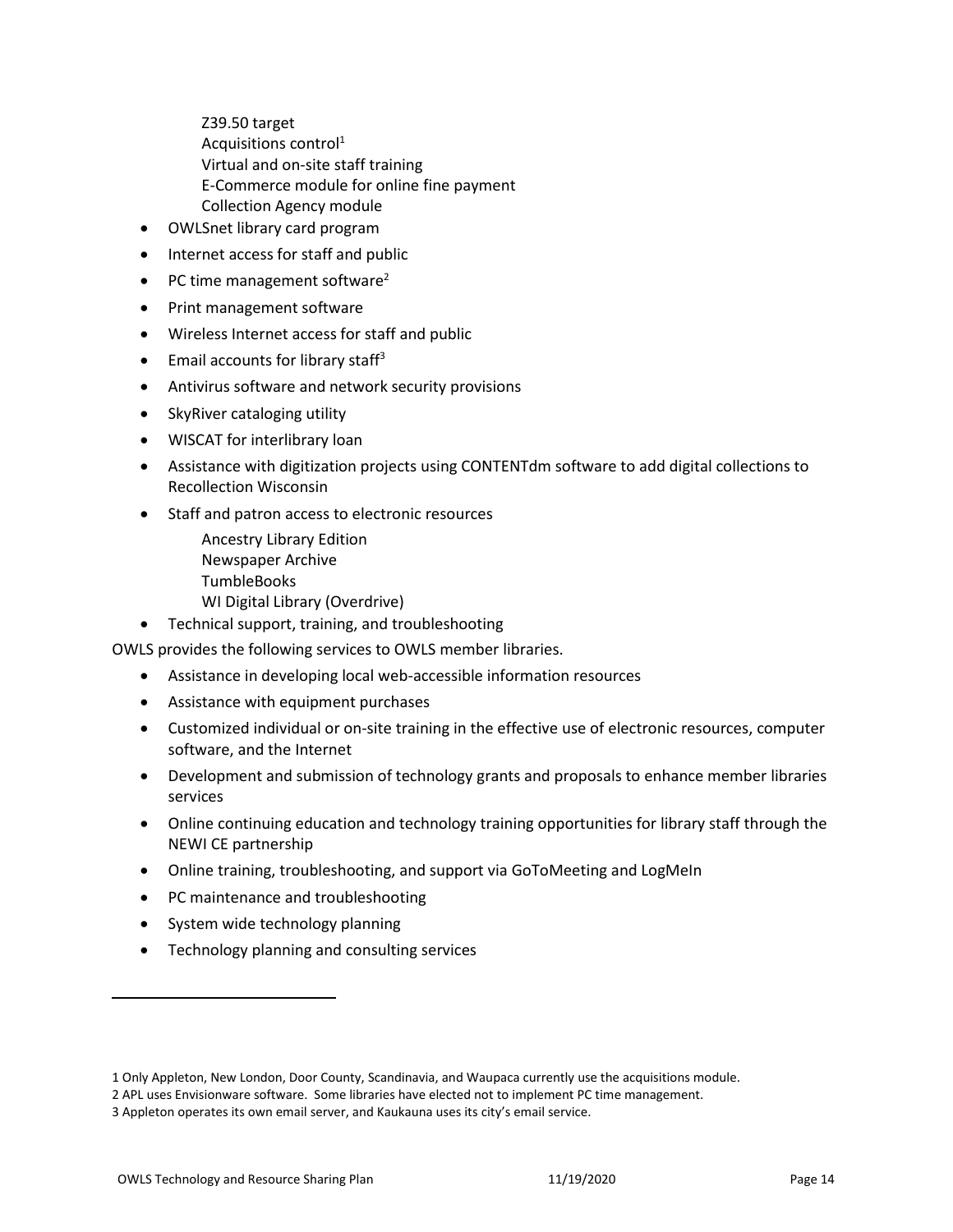- Z39.50 target
    - Acquisitions control[1]
    - Virtual and on-site staff training
    - E-Commerce module for online fine payment
    - Collection Agency module
- OWLSnet library card program
- Internet access for staff and public
- PC time management software[2]
- Print management software
- Wireless Internet access for staff and public
- Email accounts for library staff[3]
- Antivirus software and network security provisions
- SkyRiver cataloging utility
- WISCAT for interlibrary loan
- Assistance with digitization projects using CONTENTdm software to add digital collections to Recollection Wisconsin
- Staff and patron access to electronic resources
    - Ancestry Library Edition
    - Newspaper Archive
    - TumbleBooks
    - WI Digital Library (Overdrive)
- Technical support, training, and troubleshooting

OWLS provides the following services to OWLS member libraries.

- Assistance in developing local web-accessible information resources
- Assistance with equipment purchases
- Customized individual or on-site training in the effective use of electronic resources, computer software, and the Internet
- Development and submission of technology grants and proposals to enhance member libraries services
- Online continuing education and technology training opportunities for library staff through the NEWI CE partnership
- Online training, troubleshooting, and support via GoToMeeting and LogMeIn
- PC maintenance and troubleshooting
- System wide technology planning
- Technology planning and consulting services

---

1 Only Appleton, New London, Door County, Scandinavia, and Waupaca currently use the acquisitions module.

2 APL uses Envisionware software. Some libraries have elected not to implement PC time management.

3 Appleton operates its own email server, and Kaukauna uses its city's email service.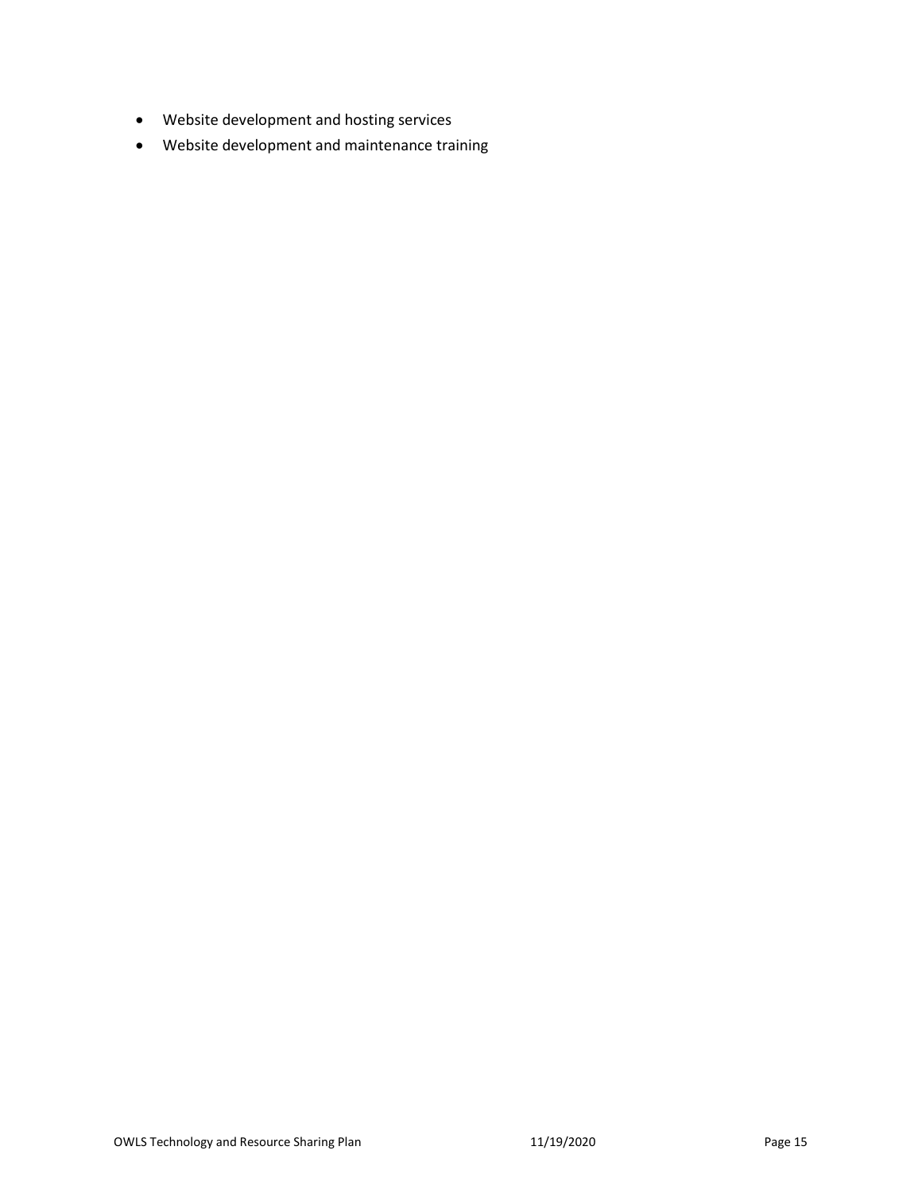- Website development and hosting services
- Website development and maintenance training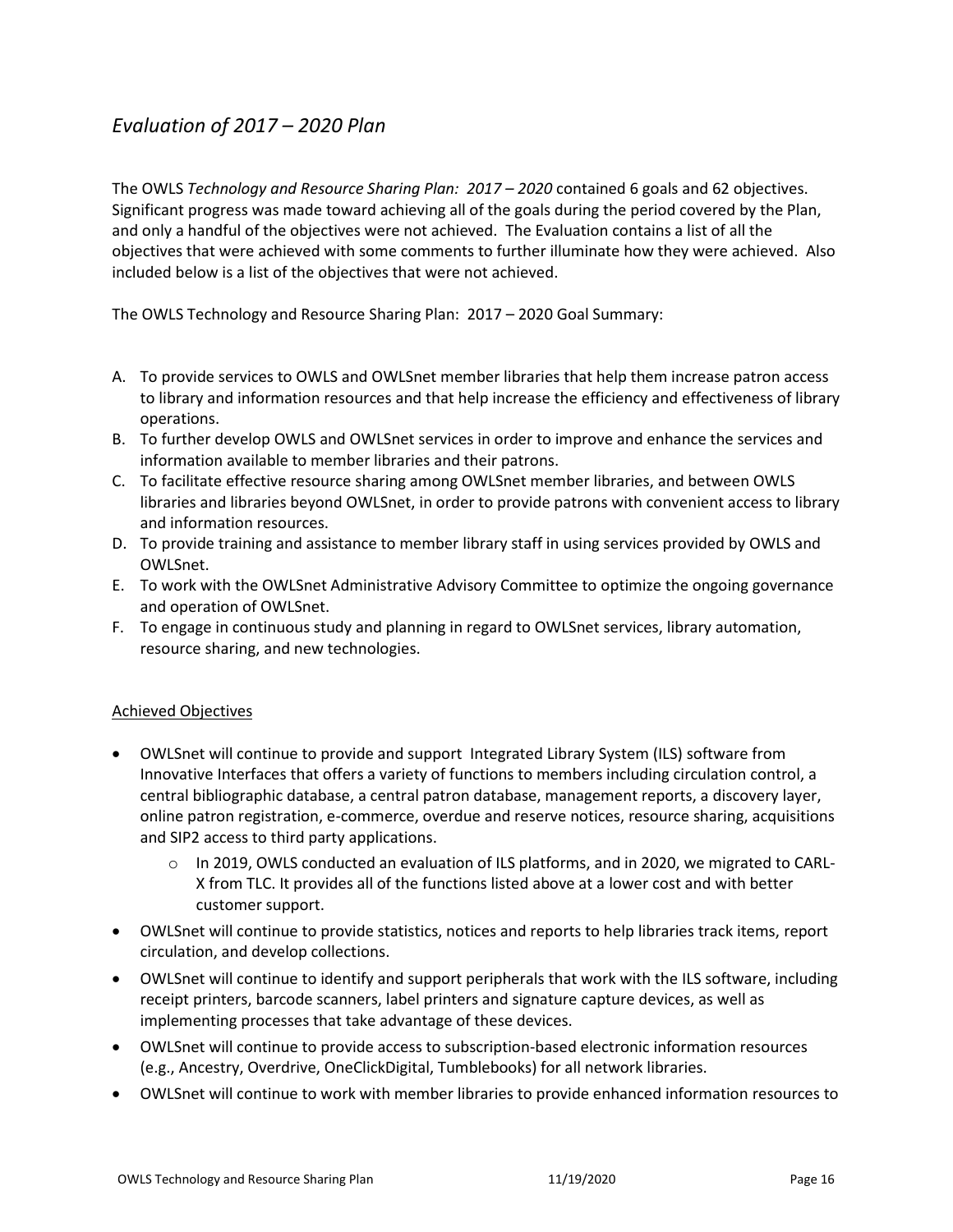## *Evaluation of 2017 – 2020 Plan*

The OWLS *Technology and Resource Sharing Plan: 2017 – 2020* contained 6 goals and 62 objectives. Significant progress was made toward achieving all of the goals during the period covered by the Plan, and only a handful of the objectives were not achieved. The Evaluation contains a list of all the objectives that were achieved with some comments to further illuminate how they were achieved. Also included below is a list of the objectives that were not achieved.

The OWLS Technology and Resource Sharing Plan: 2017 – 2020 Goal Summary:

A. To provide services to OWLS and OWLSnet member libraries that help them increase patron access to library and information resources and that help increase the efficiency and effectiveness of library operations.
B. To further develop OWLS and OWLSnet services in order to improve and enhance the services and information available to member libraries and their patrons.
C. To facilitate effective resource sharing among OWLSnet member libraries, and between OWLS libraries and libraries beyond OWLSnet, in order to provide patrons with convenient access to library and information resources.
D. To provide training and assistance to member library staff in using services provided by OWLS and OWLSnet.
E. To work with the OWLSnet Administrative Advisory Committee to optimize the ongoing governance and operation of OWLSnet.
F. To engage in continuous study and planning in regard to OWLSnet services, library automation, resource sharing, and new technologies.

<u>Achieved Objectives</u>

- OWLSnet will continue to provide and support Integrated Library System (ILS) software from Innovative Interfaces that offers a variety of functions to members including circulation control, a central bibliographic database, a central patron database, management reports, a discovery layer, online patron registration, e-commerce, overdue and reserve notices, resource sharing, acquisitions and SIP2 access to third party applications.
    - In 2019, OWLS conducted an evaluation of ILS platforms, and in 2020, we migrated to CARL-X from TLC. It provides all of the functions listed above at a lower cost and with better customer support.
- OWLSnet will continue to provide statistics, notices and reports to help libraries track items, report circulation, and develop collections.
- OWLSnet will continue to identify and support peripherals that work with the ILS software, including receipt printers, barcode scanners, label printers and signature capture devices, as well as implementing processes that take advantage of these devices.
- OWLSnet will continue to provide access to subscription-based electronic information resources (e.g., Ancestry, Overdrive, OneClickDigital, Tumblebooks) for all network libraries.
- OWLSnet will continue to work with member libraries to provide enhanced information resources to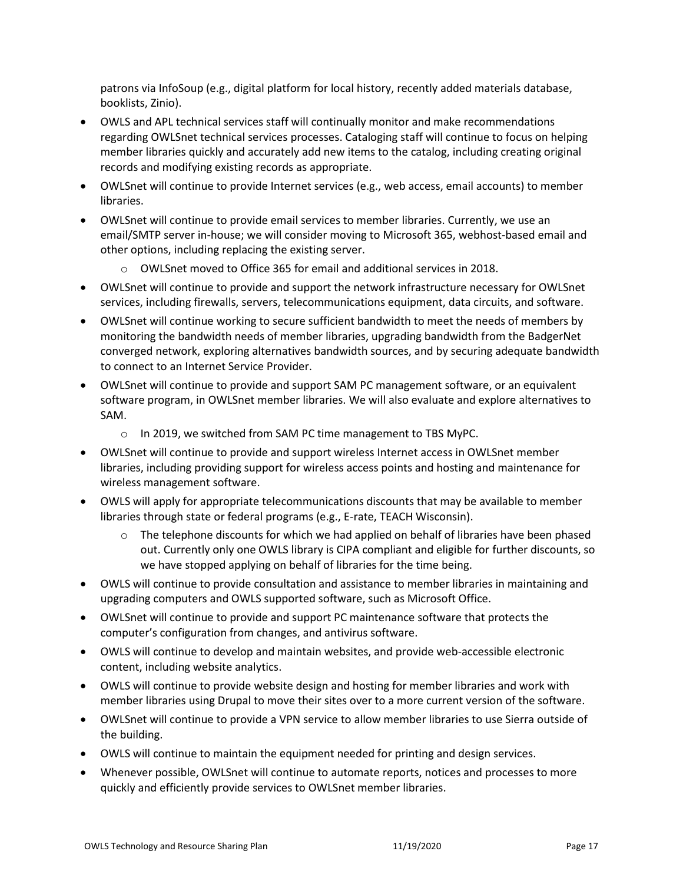patrons via InfoSoup (e.g., digital platform for local history, recently added materials database, booklists, Zinio).

- OWLS and APL technical services staff will continually monitor and make recommendations regarding OWLSnet technical services processes. Cataloging staff will continue to focus on helping member libraries quickly and accurately add new items to the catalog, including creating original records and modifying existing records as appropriate.
- OWLSnet will continue to provide Internet services (e.g., web access, email accounts) to member libraries.
- OWLSnet will continue to provide email services to member libraries. Currently, we use an email/SMTP server in-house; we will consider moving to Microsoft 365, webhost-based email and other options, including replacing the existing server.
    - OWLSnet moved to Office 365 for email and additional services in 2018.
- OWLSnet will continue to provide and support the network infrastructure necessary for OWLSnet services, including firewalls, servers, telecommunications equipment, data circuits, and software.
- OWLSnet will continue working to secure sufficient bandwidth to meet the needs of members by monitoring the bandwidth needs of member libraries, upgrading bandwidth from the BadgerNet converged network, exploring alternatives bandwidth sources, and by securing adequate bandwidth to connect to an Internet Service Provider.
- OWLSnet will continue to provide and support SAM PC management software, or an equivalent software program, in OWLSnet member libraries. We will also evaluate and explore alternatives to SAM.
    - In 2019, we switched from SAM PC time management to TBS MyPC.
- OWLSnet will continue to provide and support wireless Internet access in OWLSnet member libraries, including providing support for wireless access points and hosting and maintenance for wireless management software.
- OWLS will apply for appropriate telecommunications discounts that may be available to member libraries through state or federal programs (e.g., E-rate, TEACH Wisconsin).
    - The telephone discounts for which we had applied on behalf of libraries have been phased out. Currently only one OWLS library is CIPA compliant and eligible for further discounts, so we have stopped applying on behalf of libraries for the time being.
- OWLS will continue to provide consultation and assistance to member libraries in maintaining and upgrading computers and OWLS supported software, such as Microsoft Office.
- OWLSnet will continue to provide and support PC maintenance software that protects the computer's configuration from changes, and antivirus software.
- OWLS will continue to develop and maintain websites, and provide web-accessible electronic content, including website analytics.
- OWLS will continue to provide website design and hosting for member libraries and work with member libraries using Drupal to move their sites over to a more current version of the software.
- OWLSnet will continue to provide a VPN service to allow member libraries to use Sierra outside of the building.
- OWLS will continue to maintain the equipment needed for printing and design services.
- Whenever possible, OWLSnet will continue to automate reports, notices and processes to more quickly and efficiently provide services to OWLSnet member libraries.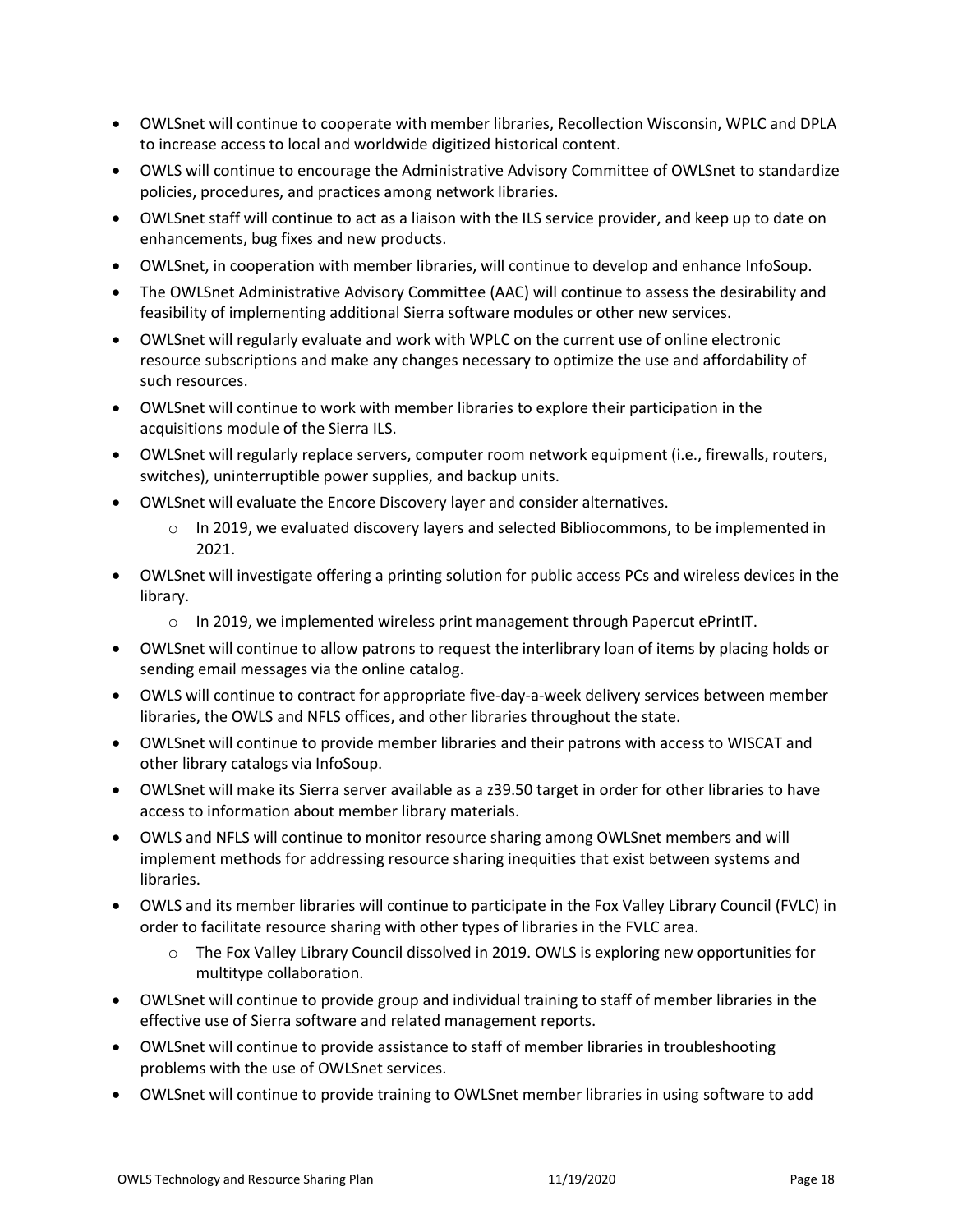- OWLSnet will continue to cooperate with member libraries, Recollection Wisconsin, WPLC and DPLA to increase access to local and worldwide digitized historical content.
- OWLS will continue to encourage the Administrative Advisory Committee of OWLSnet to standardize policies, procedures, and practices among network libraries.
- OWLSnet staff will continue to act as a liaison with the ILS service provider, and keep up to date on enhancements, bug fixes and new products.
- OWLSnet, in cooperation with member libraries, will continue to develop and enhance InfoSoup.
- The OWLSnet Administrative Advisory Committee (AAC) will continue to assess the desirability and feasibility of implementing additional Sierra software modules or other new services.
- OWLSnet will regularly evaluate and work with WPLC on the current use of online electronic resource subscriptions and make any changes necessary to optimize the use and affordability of such resources.
- OWLSnet will continue to work with member libraries to explore their participation in the acquisitions module of the Sierra ILS.
- OWLSnet will regularly replace servers, computer room network equipment (i.e., firewalls, routers, switches), uninterruptible power supplies, and backup units.
- OWLSnet will evaluate the Encore Discovery layer and consider alternatives.
  - In 2019, we evaluated discovery layers and selected Bibliocommons, to be implemented in 2021.
- OWLSnet will investigate offering a printing solution for public access PCs and wireless devices in the library.
  - In 2019, we implemented wireless print management through Papercut ePrintIT.
- OWLSnet will continue to allow patrons to request the interlibrary loan of items by placing holds or sending email messages via the online catalog.
- OWLS will continue to contract for appropriate five-day-a-week delivery services between member libraries, the OWLS and NFLS offices, and other libraries throughout the state.
- OWLSnet will continue to provide member libraries and their patrons with access to WISCAT and other library catalogs via InfoSoup.
- OWLSnet will make its Sierra server available as a z39.50 target in order for other libraries to have access to information about member library materials.
- OWLS and NFLS will continue to monitor resource sharing among OWLSnet members and will implement methods for addressing resource sharing inequities that exist between systems and libraries.
- OWLS and its member libraries will continue to participate in the Fox Valley Library Council (FVLC) in order to facilitate resource sharing with other types of libraries in the FVLC area.
  - The Fox Valley Library Council dissolved in 2019. OWLS is exploring new opportunities for multitype collaboration.
- OWLSnet will continue to provide group and individual training to staff of member libraries in the effective use of Sierra software and related management reports.
- OWLSnet will continue to provide assistance to staff of member libraries in troubleshooting problems with the use of OWLSnet services.
- OWLSnet will continue to provide training to OWLSnet member libraries in using software to add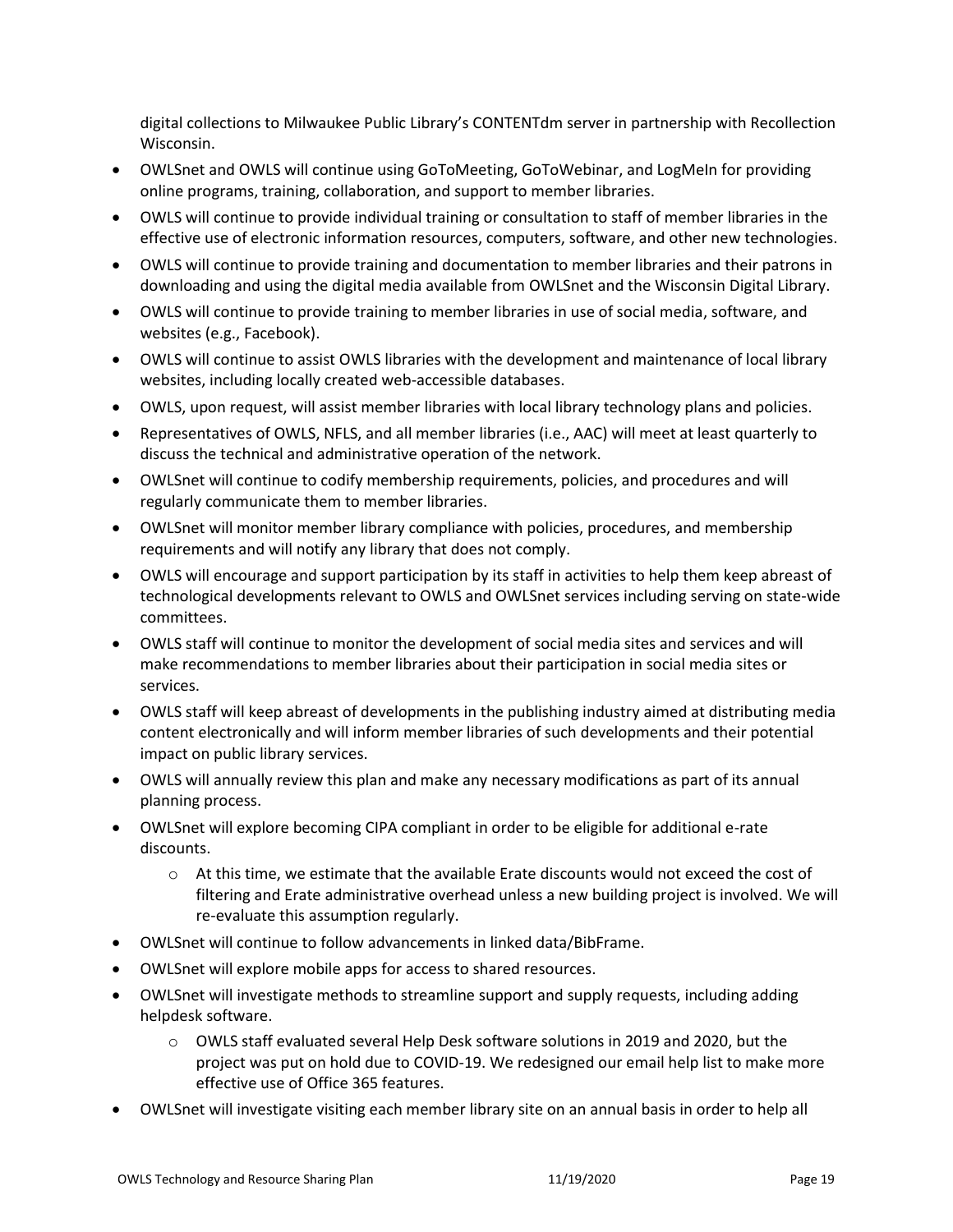digital collections to Milwaukee Public Library's CONTENTdm server in partnership with Recollection Wisconsin.

- OWLSnet and OWLS will continue using GoToMeeting, GoToWebinar, and LogMeIn for providing online programs, training, collaboration, and support to member libraries.
- OWLS will continue to provide individual training or consultation to staff of member libraries in the effective use of electronic information resources, computers, software, and other new technologies.
- OWLS will continue to provide training and documentation to member libraries and their patrons in downloading and using the digital media available from OWLSnet and the Wisconsin Digital Library.
- OWLS will continue to provide training to member libraries in use of social media, software, and websites (e.g., Facebook).
- OWLS will continue to assist OWLS libraries with the development and maintenance of local library websites, including locally created web-accessible databases.
- OWLS, upon request, will assist member libraries with local library technology plans and policies.
- Representatives of OWLS, NFLS, and all member libraries (i.e., AAC) will meet at least quarterly to discuss the technical and administrative operation of the network.
- OWLSnet will continue to codify membership requirements, policies, and procedures and will regularly communicate them to member libraries.
- OWLSnet will monitor member library compliance with policies, procedures, and membership requirements and will notify any library that does not comply.
- OWLS will encourage and support participation by its staff in activities to help them keep abreast of technological developments relevant to OWLS and OWLSnet services including serving on state-wide committees.
- OWLS staff will continue to monitor the development of social media sites and services and will make recommendations to member libraries about their participation in social media sites or services.
- OWLS staff will keep abreast of developments in the publishing industry aimed at distributing media content electronically and will inform member libraries of such developments and their potential impact on public library services.
- OWLS will annually review this plan and make any necessary modifications as part of its annual planning process.
- OWLSnet will explore becoming CIPA compliant in order to be eligible for additional e-rate discounts.
  - At this time, we estimate that the available Erate discounts would not exceed the cost of filtering and Erate administrative overhead unless a new building project is involved. We will re-evaluate this assumption regularly.
- OWLSnet will continue to follow advancements in linked data/BibFrame.
- OWLSnet will explore mobile apps for access to shared resources.
- OWLSnet will investigate methods to streamline support and supply requests, including adding helpdesk software.
  - OWLS staff evaluated several Help Desk software solutions in 2019 and 2020, but the project was put on hold due to COVID-19. We redesigned our email help list to make more effective use of Office 365 features.
- OWLSnet will investigate visiting each member library site on an annual basis in order to help all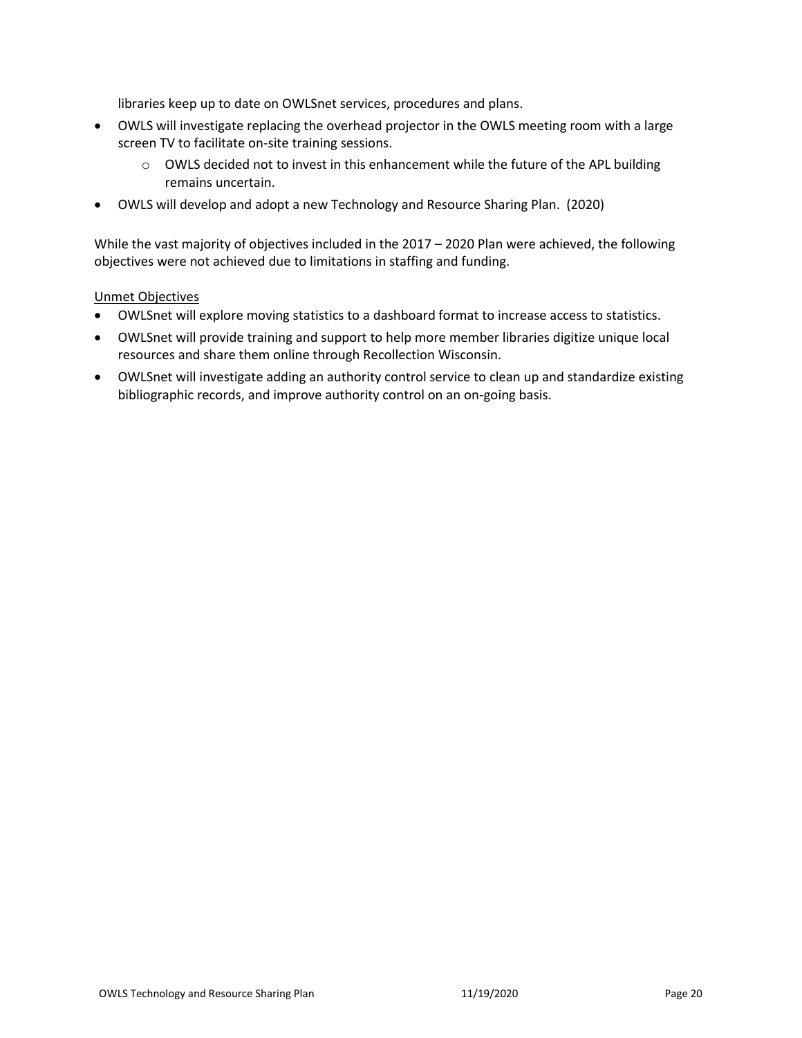libraries keep up to date on OWLSnet services, procedures and plans.

- OWLS will investigate replacing the overhead projector in the OWLS meeting room with a large screen TV to facilitate on-site training sessions.
  - OWLS decided not to invest in this enhancement while the future of the APL building remains uncertain.
- OWLS will develop and adopt a new Technology and Resource Sharing Plan. (2020)

While the vast majority of objectives included in the 2017 – 2020 Plan were achieved, the following objectives were not achieved due to limitations in staffing and funding.

Unmet Objectives

- OWLSnet will explore moving statistics to a dashboard format to increase access to statistics.
- OWLSnet will provide training and support to help more member libraries digitize unique local resources and share them online through Recollection Wisconsin.
- OWLSnet will investigate adding an authority control service to clean up and standardize existing bibliographic records, and improve authority control on an on-going basis.